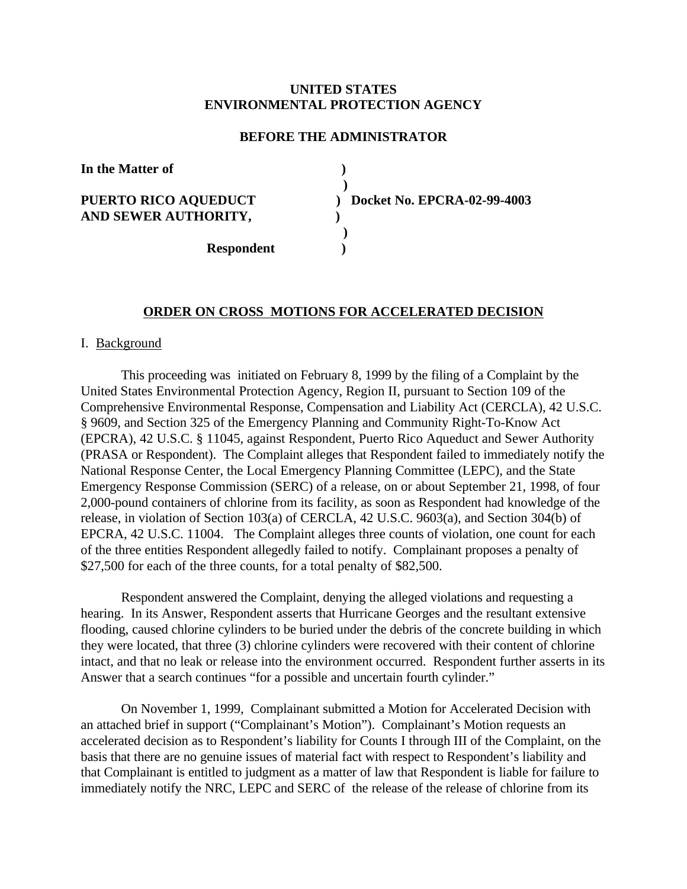**UNITED STATES**
**ENVIRONMENTAL PROTECTION AGENCY**

**BEFORE THE ADMINISTRATOR**

```
In the Matter of                  )
                                  )
PUERTO RICO AQUEDUCT              )  Docket No. EPCRA-02-99-4003
AND SEWER AUTHORITY,              )
                                  )
               Respondent         )
```

## ORDER ON CROSS MOTIONS FOR ACCELERATED DECISION

I. Background

This proceeding was initiated on February 8, 1999 by the filing of a Complaint by the United States Environmental Protection Agency, Region II, pursuant to Section 109 of the Comprehensive Environmental Response, Compensation and Liability Act (CERCLA), 42 U.S.C. § 9609, and Section 325 of the Emergency Planning and Community Right-To-Know Act (EPCRA), 42 U.S.C. § 11045, against Respondent, Puerto Rico Aqueduct and Sewer Authority (PRASA or Respondent). The Complaint alleges that Respondent failed to immediately notify the National Response Center, the Local Emergency Planning Committee (LEPC), and the State Emergency Response Commission (SERC) of a release, on or about September 21, 1998, of four 2,000-pound containers of chlorine from its facility, as soon as Respondent had knowledge of the release, in violation of Section 103(a) of CERCLA, 42 U.S.C. 9603(a), and Section 304(b) of EPCRA, 42 U.S.C. 11004. The Complaint alleges three counts of violation, one count for each of the three entities Respondent allegedly failed to notify. Complainant proposes a penalty of $27,500 for each of the three counts, for a total penalty of $82,500.

Respondent answered the Complaint, denying the alleged violations and requesting a hearing. In its Answer, Respondent asserts that Hurricane Georges and the resultant extensive flooding, caused chlorine cylinders to be buried under the debris of the concrete building in which they were located, that three (3) chlorine cylinders were recovered with their content of chlorine intact, and that no leak or release into the environment occurred. Respondent further asserts in its Answer that a search continues "for a possible and uncertain fourth cylinder."

On November 1, 1999, Complainant submitted a Motion for Accelerated Decision with an attached brief in support ("Complainant's Motion"). Complainant's Motion requests an accelerated decision as to Respondent's liability for Counts I through III of the Complaint, on the basis that there are no genuine issues of material fact with respect to Respondent's liability and that Complainant is entitled to judgment as a matter of law that Respondent is liable for failure to immediately notify the NRC, LEPC and SERC of the release of the release of chlorine from its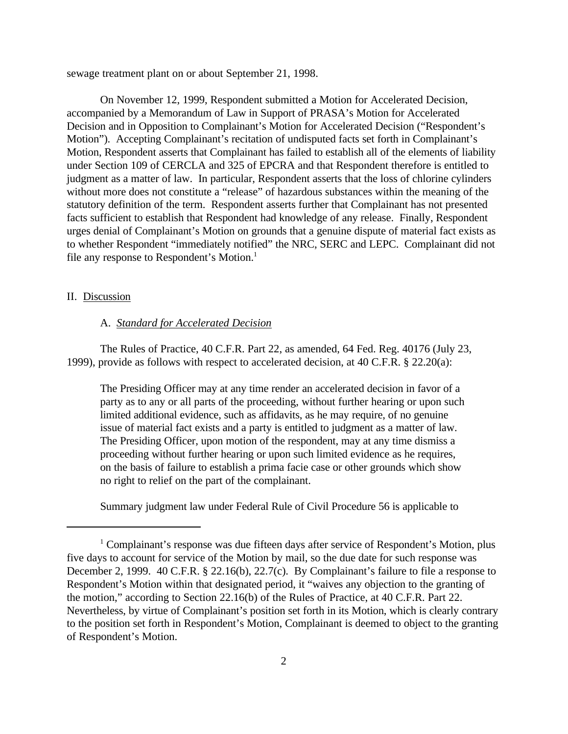sewage treatment plant on or about September 21, 1998.

On November 12, 1999, Respondent submitted a Motion for Accelerated Decision, accompanied by a Memorandum of Law in Support of PRASA's Motion for Accelerated Decision and in Opposition to Complainant's Motion for Accelerated Decision ("Respondent's Motion"). Accepting Complainant's recitation of undisputed facts set forth in Complainant's Motion, Respondent asserts that Complainant has failed to establish all of the elements of liability under Section 109 of CERCLA and 325 of EPCRA and that Respondent therefore is entitled to judgment as a matter of law. In particular, Respondent asserts that the loss of chlorine cylinders without more does not constitute a "release" of hazardous substances within the meaning of the statutory definition of the term. Respondent asserts further that Complainant has not presented facts sufficient to establish that Respondent had knowledge of any release. Finally, Respondent urges denial of Complainant's Motion on grounds that a genuine dispute of material fact exists as to whether Respondent "immediately notified" the NRC, SERC and LEPC. Complainant did not file any response to Respondent's Motion.[1]

II. Discussion

A. *Standard for Accelerated Decision*

The Rules of Practice, 40 C.F.R. Part 22, as amended, 64 Fed. Reg. 40176 (July 23, 1999), provide as follows with respect to accelerated decision, at 40 C.F.R. § 22.20(a):

> The Presiding Officer may at any time render an accelerated decision in favor of a party as to any or all parts of the proceeding, without further hearing or upon such limited additional evidence, such as affidavits, as he may require, of no genuine issue of material fact exists and a party is entitled to judgment as a matter of law. The Presiding Officer, upon motion of the respondent, may at any time dismiss a proceeding without further hearing or upon such limited evidence as he requires, on the basis of failure to establish a prima facie case or other grounds which show no right to relief on the part of the complainant.

Summary judgment law under Federal Rule of Civil Procedure 56 is applicable to

---

[1] Complainant's response was due fifteen days after service of Respondent's Motion, plus five days to account for service of the Motion by mail, so the due date for such response was December 2, 1999. 40 C.F.R. § 22.16(b), 22.7(c). By Complainant's failure to file a response to Respondent's Motion within that designated period, it "waives any objection to the granting of the motion," according to Section 22.16(b) of the Rules of Practice, at 40 C.F.R. Part 22. Nevertheless, by virtue of Complainant's position set forth in its Motion, which is clearly contrary to the position set forth in Respondent's Motion, Complainant is deemed to object to the granting of Respondent's Motion.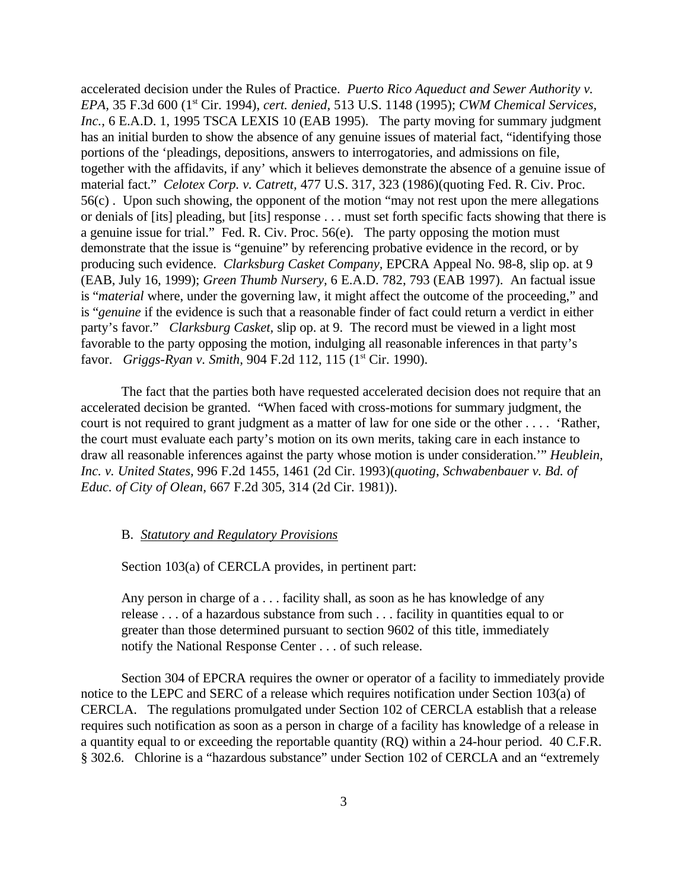accelerated decision under the Rules of Practice. *Puerto Rico Aqueduct and Sewer Authority v. EPA*, 35 F.3d 600 (1st Cir. 1994), *cert. denied*, 513 U.S. 1148 (1995); *CWM Chemical Services, Inc.*, 6 E.A.D. 1, 1995 TSCA LEXIS 10 (EAB 1995). The party moving for summary judgment has an initial burden to show the absence of any genuine issues of material fact, "identifying those portions of the 'pleadings, depositions, answers to interrogatories, and admissions on file, together with the affidavits, if any' which it believes demonstrate the absence of a genuine issue of material fact." *Celotex Corp. v. Catrett*, 477 U.S. 317, 323 (1986)(quoting Fed. R. Civ. Proc. 56(c) . Upon such showing, the opponent of the motion "may not rest upon the mere allegations or denials of [its] pleading, but [its] response . . . must set forth specific facts showing that there is a genuine issue for trial." Fed. R. Civ. Proc. 56(e). The party opposing the motion must demonstrate that the issue is "genuine" by referencing probative evidence in the record, or by producing such evidence. *Clarksburg Casket Company*, EPCRA Appeal No. 98-8, slip op. at 9 (EAB, July 16, 1999); *Green Thumb Nursery*, 6 E.A.D. 782, 793 (EAB 1997). An factual issue is "*material* where, under the governing law, it might affect the outcome of the proceeding," and is "*genuine* if the evidence is such that a reasonable finder of fact could return a verdict in either party's favor." *Clarksburg Casket*, slip op. at 9. The record must be viewed in a light most favorable to the party opposing the motion, indulging all reasonable inferences in that party's favor. *Griggs-Ryan v. Smith*, 904 F.2d 112, 115 (1st Cir. 1990).

The fact that the parties both have requested accelerated decision does not require that an accelerated decision be granted. "When faced with cross-motions for summary judgment, the court is not required to grant judgment as a matter of law for one side or the other . . . . 'Rather, the court must evaluate each party's motion on its own merits, taking care in each instance to draw all reasonable inferences against the party whose motion is under consideration.'" *Heublein, Inc. v. United States*, 996 F.2d 1455, 1461 (2d Cir. 1993)(*quoting*, *Schwabenbauer v. Bd. of Educ. of City of Olean*, 667 F.2d 305, 314 (2d Cir. 1981)).

### B. *Statutory and Regulatory Provisions*

Section 103(a) of CERCLA provides, in pertinent part:

> Any person in charge of a . . . facility shall, as soon as he has knowledge of any release . . . of a hazardous substance from such . . . facility in quantities equal to or greater than those determined pursuant to section 9602 of this title, immediately notify the National Response Center . . . of such release.

Section 304 of EPCRA requires the owner or operator of a facility to immediately provide notice to the LEPC and SERC of a release which requires notification under Section 103(a) of CERCLA. The regulations promulgated under Section 102 of CERCLA establish that a release requires such notification as soon as a person in charge of a facility has knowledge of a release in a quantity equal to or exceeding the reportable quantity (RQ) within a 24-hour period. 40 C.F.R. § 302.6. Chlorine is a "hazardous substance" under Section 102 of CERCLA and an "extremely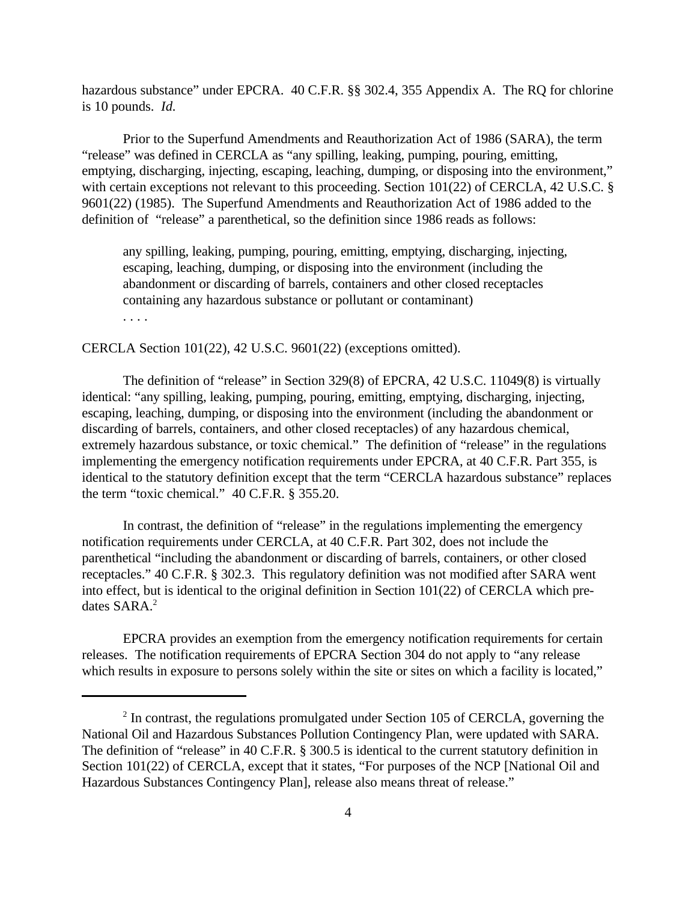hazardous substance" under EPCRA. 40 C.F.R. §§ 302.4, 355 Appendix A. The RQ for chlorine is 10 pounds. *Id.*

Prior to the Superfund Amendments and Reauthorization Act of 1986 (SARA), the term "release" was defined in CERCLA as "any spilling, leaking, pumping, pouring, emitting, emptying, discharging, injecting, escaping, leaching, dumping, or disposing into the environment," with certain exceptions not relevant to this proceeding. Section 101(22) of CERCLA, 42 U.S.C. § 9601(22) (1985). The Superfund Amendments and Reauthorization Act of 1986 added to the definition of "release" a parenthetical, so the definition since 1986 reads as follows:

> any spilling, leaking, pumping, pouring, emitting, emptying, discharging, injecting, escaping, leaching, dumping, or disposing into the environment (including the abandonment or discarding of barrels, containers and other closed receptacles containing any hazardous substance or pollutant or contaminant)
> . . . .

CERCLA Section 101(22), 42 U.S.C. 9601(22) (exceptions omitted).

The definition of "release" in Section 329(8) of EPCRA, 42 U.S.C. 11049(8) is virtually identical: "any spilling, leaking, pumping, pouring, emitting, emptying, discharging, injecting, escaping, leaching, dumping, or disposing into the environment (including the abandonment or discarding of barrels, containers, and other closed receptacles) of any hazardous chemical, extremely hazardous substance, or toxic chemical." The definition of "release" in the regulations implementing the emergency notification requirements under EPCRA, at 40 C.F.R. Part 355, is identical to the statutory definition except that the term "CERCLA hazardous substance" replaces the term "toxic chemical." 40 C.F.R. § 355.20.

In contrast, the definition of "release" in the regulations implementing the emergency notification requirements under CERCLA, at 40 C.F.R. Part 302, does not include the parenthetical "including the abandonment or discarding of barrels, containers, or other closed receptacles." 40 C.F.R. § 302.3. This regulatory definition was not modified after SARA went into effect, but is identical to the original definition in Section 101(22) of CERCLA which pre-dates SARA.[2]

EPCRA provides an exemption from the emergency notification requirements for certain releases. The notification requirements of EPCRA Section 304 do not apply to "any release which results in exposure to persons solely within the site or sites on which a facility is located,"

---

[2] In contrast, the regulations promulgated under Section 105 of CERCLA, governing the National Oil and Hazardous Substances Pollution Contingency Plan, were updated with SARA. The definition of "release" in 40 C.F.R. § 300.5 is identical to the current statutory definition in Section 101(22) of CERCLA, except that it states, "For purposes of the NCP [National Oil and Hazardous Substances Contingency Plan], release also means threat of release."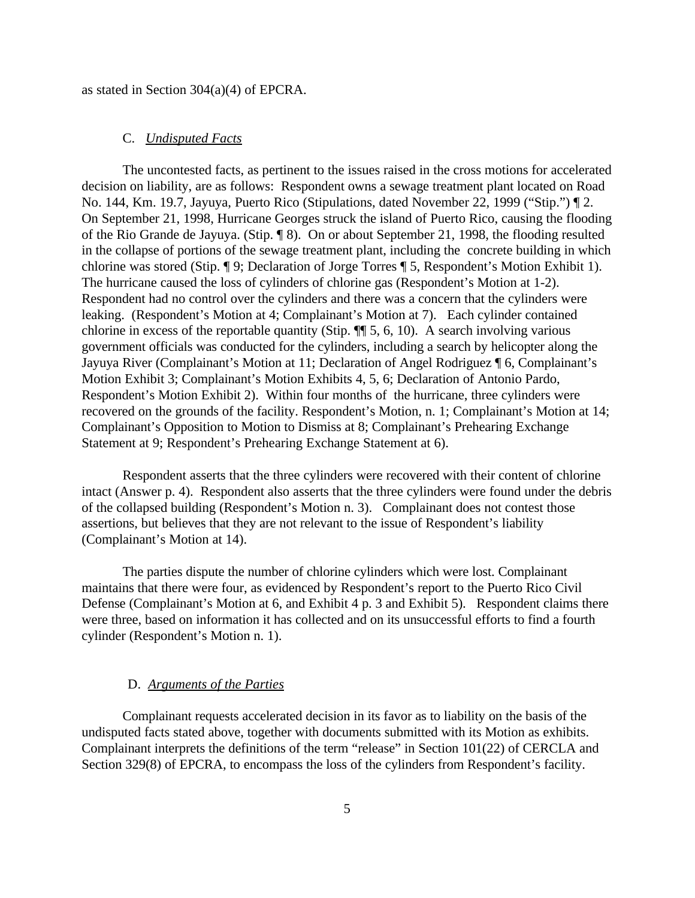as stated in Section 304(a)(4) of EPCRA.

### C. *Undisputed Facts*

The uncontested facts, as pertinent to the issues raised in the cross motions for accelerated decision on liability, are as follows: Respondent owns a sewage treatment plant located on Road No. 144, Km. 19.7, Jayuya, Puerto Rico (Stipulations, dated November 22, 1999 ("Stip.") ¶ 2. On September 21, 1998, Hurricane Georges struck the island of Puerto Rico, causing the flooding of the Rio Grande de Jayuya. (Stip. ¶ 8). On or about September 21, 1998, the flooding resulted in the collapse of portions of the sewage treatment plant, including the concrete building in which chlorine was stored (Stip. ¶ 9; Declaration of Jorge Torres ¶ 5, Respondent's Motion Exhibit 1). The hurricane caused the loss of cylinders of chlorine gas (Respondent's Motion at 1-2). Respondent had no control over the cylinders and there was a concern that the cylinders were leaking. (Respondent's Motion at 4; Complainant's Motion at 7). Each cylinder contained chlorine in excess of the reportable quantity (Stip. ¶¶ 5, 6, 10). A search involving various government officials was conducted for the cylinders, including a search by helicopter along the Jayuya River (Complainant's Motion at 11; Declaration of Angel Rodriguez ¶ 6, Complainant's Motion Exhibit 3; Complainant's Motion Exhibits 4, 5, 6; Declaration of Antonio Pardo, Respondent's Motion Exhibit 2). Within four months of the hurricane, three cylinders were recovered on the grounds of the facility. Respondent's Motion, n. 1; Complainant's Motion at 14; Complainant's Opposition to Motion to Dismiss at 8; Complainant's Prehearing Exchange Statement at 9; Respondent's Prehearing Exchange Statement at 6).

Respondent asserts that the three cylinders were recovered with their content of chlorine intact (Answer p. 4). Respondent also asserts that the three cylinders were found under the debris of the collapsed building (Respondent's Motion n. 3). Complainant does not contest those assertions, but believes that they are not relevant to the issue of Respondent's liability (Complainant's Motion at 14).

The parties dispute the number of chlorine cylinders which were lost. Complainant maintains that there were four, as evidenced by Respondent's report to the Puerto Rico Civil Defense (Complainant's Motion at 6, and Exhibit 4 p. 3 and Exhibit 5). Respondent claims there were three, based on information it has collected and on its unsuccessful efforts to find a fourth cylinder (Respondent's Motion n. 1).

### D. *Arguments of the Parties*

Complainant requests accelerated decision in its favor as to liability on the basis of the undisputed facts stated above, together with documents submitted with its Motion as exhibits. Complainant interprets the definitions of the term "release" in Section 101(22) of CERCLA and Section 329(8) of EPCRA, to encompass the loss of the cylinders from Respondent's facility.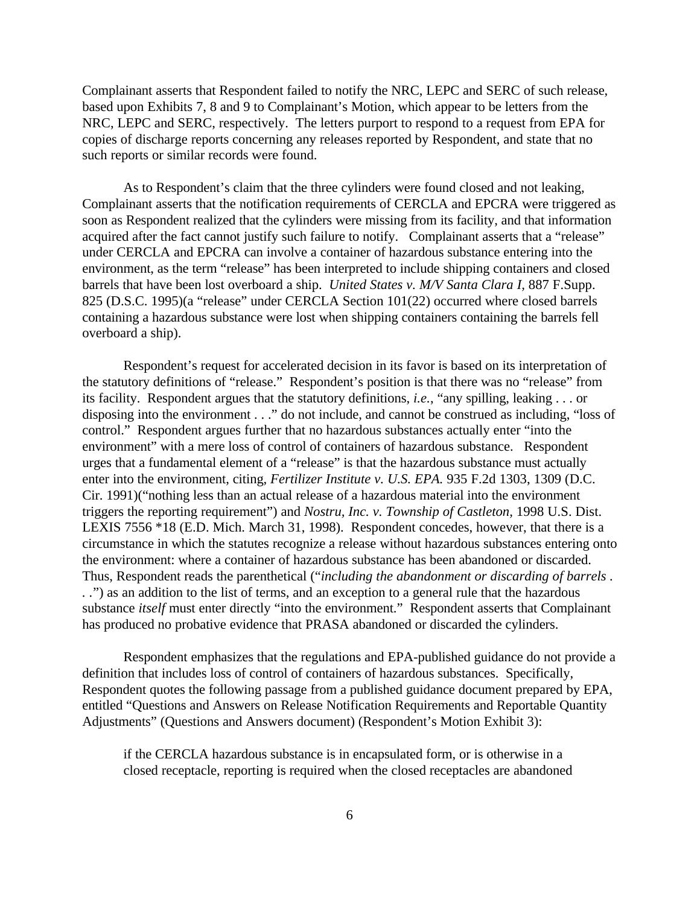Complainant asserts that Respondent failed to notify the NRC, LEPC and SERC of such release, based upon Exhibits 7, 8 and 9 to Complainant's Motion, which appear to be letters from the NRC, LEPC and SERC, respectively. The letters purport to respond to a request from EPA for copies of discharge reports concerning any releases reported by Respondent, and state that no such reports or similar records were found.

As to Respondent's claim that the three cylinders were found closed and not leaking, Complainant asserts that the notification requirements of CERCLA and EPCRA were triggered as soon as Respondent realized that the cylinders were missing from its facility, and that information acquired after the fact cannot justify such failure to notify. Complainant asserts that a "release" under CERCLA and EPCRA can involve a container of hazardous substance entering into the environment, as the term "release" has been interpreted to include shipping containers and closed barrels that have been lost overboard a ship. *United States v. M/V Santa Clara I*, 887 F.Supp. 825 (D.S.C. 1995)(a "release" under CERCLA Section 101(22) occurred where closed barrels containing a hazardous substance were lost when shipping containers containing the barrels fell overboard a ship).

Respondent's request for accelerated decision in its favor is based on its interpretation of the statutory definitions of "release." Respondent's position is that there was no "release" from its facility. Respondent argues that the statutory definitions, *i.e.*, "any spilling, leaking . . . or disposing into the environment . . ." do not include, and cannot be construed as including, "loss of control." Respondent argues further that no hazardous substances actually enter "into the environment" with a mere loss of control of containers of hazardous substance. Respondent urges that a fundamental element of a "release" is that the hazardous substance must actually enter into the environment, citing, *Fertilizer Institute v. U.S. EPA.* 935 F.2d 1303, 1309 (D.C. Cir. 1991)("nothing less than an actual release of a hazardous material into the environment triggers the reporting requirement") and *Nostru, Inc. v. Township of Castleton,* 1998 U.S. Dist. LEXIS 7556 *18 (E.D. Mich. March 31, 1998). Respondent concedes, however, that there is a circumstance in which the statutes recognize a release without hazardous substances entering onto the environment: where a container of hazardous substance has been abandoned or discarded. Thus, Respondent reads the parenthetical ("*including the abandonment or discarding of barrels . . .*") as an addition to the list of terms, and an exception to a general rule that the hazardous substance *itself* must enter directly "into the environment." Respondent asserts that Complainant has produced no probative evidence that PRASA abandoned or discarded the cylinders.

Respondent emphasizes that the regulations and EPA-published guidance do not provide a definition that includes loss of control of containers of hazardous substances. Specifically, Respondent quotes the following passage from a published guidance document prepared by EPA, entitled "Questions and Answers on Release Notification Requirements and Reportable Quantity Adjustments" (Questions and Answers document) (Respondent's Motion Exhibit 3):

> if the CERCLA hazardous substance is in encapsulated form, or is otherwise in a closed receptacle, reporting is required when the closed receptacles are abandoned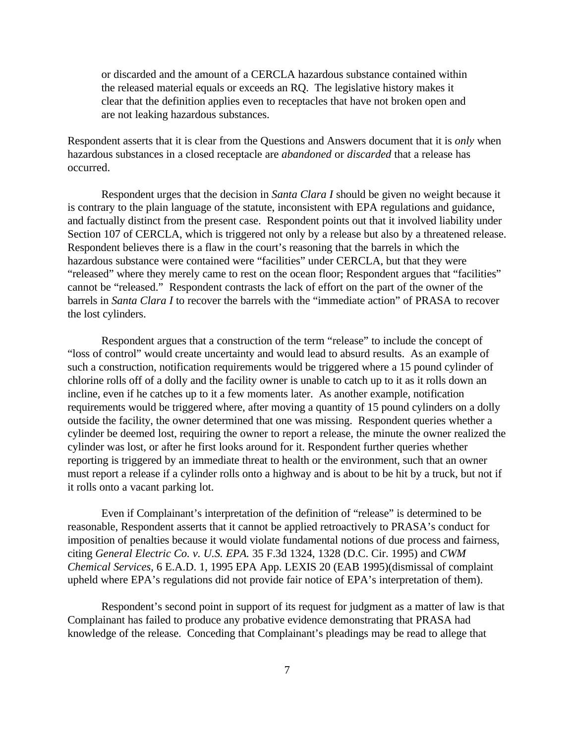> or discarded and the amount of a CERCLA hazardous substance contained within the released material equals or exceeds an RQ. The legislative history makes it clear that the definition applies even to receptacles that have not broken open and are not leaking hazardous substances.

Respondent asserts that it is clear from the Questions and Answers document that it is *only* when hazardous substances in a closed receptacle are *abandoned* or *discarded* that a release has occurred.

Respondent urges that the decision in *Santa Clara I* should be given no weight because it is contrary to the plain language of the statute, inconsistent with EPA regulations and guidance, and factually distinct from the present case. Respondent points out that it involved liability under Section 107 of CERCLA, which is triggered not only by a release but also by a threatened release. Respondent believes there is a flaw in the court's reasoning that the barrels in which the hazardous substance were contained were "facilities" under CERCLA, but that they were "released" where they merely came to rest on the ocean floor; Respondent argues that "facilities" cannot be "released." Respondent contrasts the lack of effort on the part of the owner of the barrels in *Santa Clara I* to recover the barrels with the "immediate action" of PRASA to recover the lost cylinders.

Respondent argues that a construction of the term "release" to include the concept of "loss of control" would create uncertainty and would lead to absurd results. As an example of such a construction, notification requirements would be triggered where a 15 pound cylinder of chlorine rolls off of a dolly and the facility owner is unable to catch up to it as it rolls down an incline, even if he catches up to it a few moments later. As another example, notification requirements would be triggered where, after moving a quantity of 15 pound cylinders on a dolly outside the facility, the owner determined that one was missing. Respondent queries whether a cylinder be deemed lost, requiring the owner to report a release, the minute the owner realized the cylinder was lost, or after he first looks around for it. Respondent further queries whether reporting is triggered by an immediate threat to health or the environment, such that an owner must report a release if a cylinder rolls onto a highway and is about to be hit by a truck, but not if it rolls onto a vacant parking lot.

Even if Complainant's interpretation of the definition of "release" is determined to be reasonable, Respondent asserts that it cannot be applied retroactively to PRASA's conduct for imposition of penalties because it would violate fundamental notions of due process and fairness, citing *General Electric Co. v. U.S. EPA.* 35 F.3d 1324, 1328 (D.C. Cir. 1995) and *CWM Chemical Services*, 6 E.A.D. 1, 1995 EPA App. LEXIS 20 (EAB 1995)(dismissal of complaint upheld where EPA's regulations did not provide fair notice of EPA's interpretation of them).

Respondent's second point in support of its request for judgment as a matter of law is that Complainant has failed to produce any probative evidence demonstrating that PRASA had knowledge of the release. Conceding that Complainant's pleadings may be read to allege that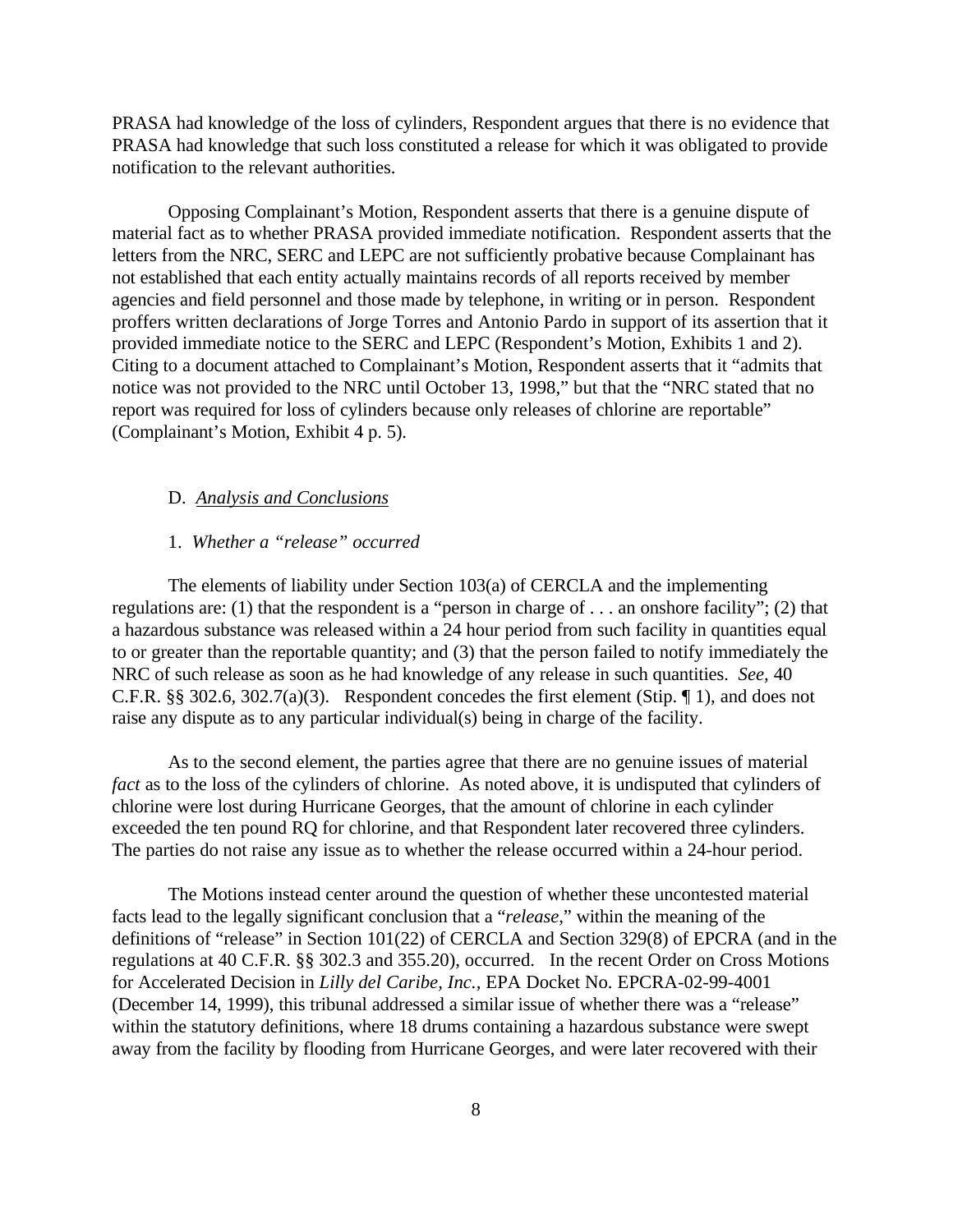PRASA had knowledge of the loss of cylinders, Respondent argues that there is no evidence that PRASA had knowledge that such loss constituted a release for which it was obligated to provide notification to the relevant authorities.

Opposing Complainant's Motion, Respondent asserts that there is a genuine dispute of material fact as to whether PRASA provided immediate notification. Respondent asserts that the letters from the NRC, SERC and LEPC are not sufficiently probative because Complainant has not established that each entity actually maintains records of all reports received by member agencies and field personnel and those made by telephone, in writing or in person. Respondent proffers written declarations of Jorge Torres and Antonio Pardo in support of its assertion that it provided immediate notice to the SERC and LEPC (Respondent's Motion, Exhibits 1 and 2). Citing to a document attached to Complainant's Motion, Respondent asserts that it "admits that notice was not provided to the NRC until October 13, 1998," but that the "NRC stated that no report was required for loss of cylinders because only releases of chlorine are reportable" (Complainant's Motion, Exhibit 4 p. 5).

D. *Analysis and Conclusions*

1. *Whether a "release" occurred*

The elements of liability under Section 103(a) of CERCLA and the implementing regulations are: (1) that the respondent is a "person in charge of . . . an onshore facility"; (2) that a hazardous substance was released within a 24 hour period from such facility in quantities equal to or greater than the reportable quantity; and (3) that the person failed to notify immediately the NRC of such release as soon as he had knowledge of any release in such quantities. *See,* 40 C.F.R. §§ 302.6, 302.7(a)(3). Respondent concedes the first element (Stip. ¶ 1), and does not raise any dispute as to any particular individual(s) being in charge of the facility.

As to the second element, the parties agree that there are no genuine issues of material *fact* as to the loss of the cylinders of chlorine. As noted above, it is undisputed that cylinders of chlorine were lost during Hurricane Georges, that the amount of chlorine in each cylinder exceeded the ten pound RQ for chlorine, and that Respondent later recovered three cylinders. The parties do not raise any issue as to whether the release occurred within a 24-hour period.

The Motions instead center around the question of whether these uncontested material facts lead to the legally significant conclusion that a "*release*," within the meaning of the definitions of "release" in Section 101(22) of CERCLA and Section 329(8) of EPCRA (and in the regulations at 40 C.F.R. §§ 302.3 and 355.20), occurred. In the recent Order on Cross Motions for Accelerated Decision in *Lilly del Caribe, Inc.*, EPA Docket No. EPCRA-02-99-4001 (December 14, 1999), this tribunal addressed a similar issue of whether there was a "release" within the statutory definitions, where 18 drums containing a hazardous substance were swept away from the facility by flooding from Hurricane Georges, and were later recovered with their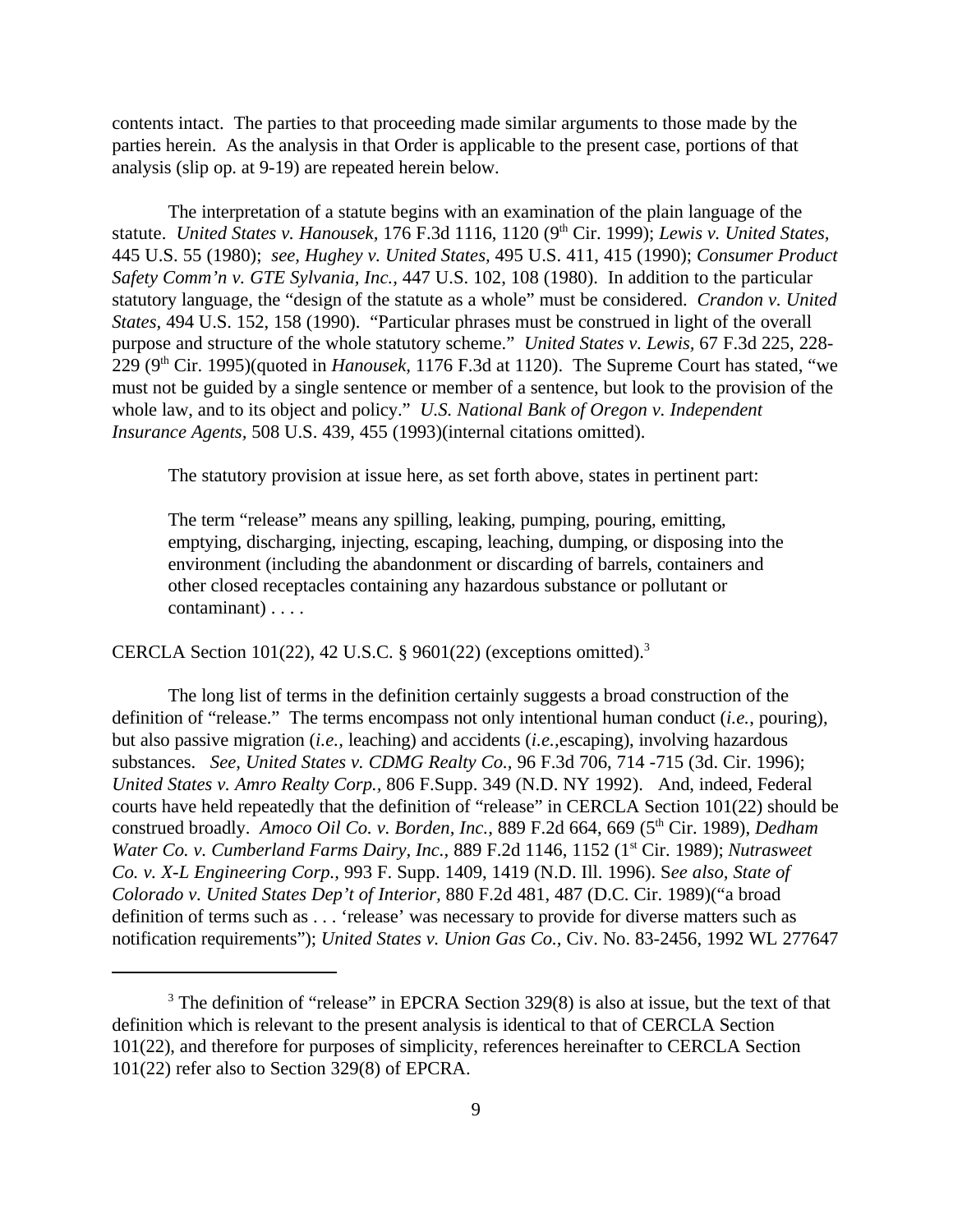contents intact. The parties to that proceeding made similar arguments to those made by the parties herein. As the analysis in that Order is applicable to the present case, portions of that analysis (slip op. at 9-19) are repeated herein below.

The interpretation of a statute begins with an examination of the plain language of the statute. *United States v. Hanousek,* 176 F.3d 1116, 1120 (9th Cir. 1999); *Lewis v. United States,* 445 U.S. 55 (1980); *see*, *Hughey v. United States,* 495 U.S. 411, 415 (1990); *Consumer Product Safety Comm'n v. GTE Sylvania, Inc.*, 447 U.S. 102, 108 (1980). In addition to the particular statutory language, the "design of the statute as a whole" must be considered. *Crandon v. United States,* 494 U.S. 152, 158 (1990). "Particular phrases must be construed in light of the overall purpose and structure of the whole statutory scheme." *United States v. Lewis,* 67 F.3d 225, 228-229 (9th Cir. 1995)(quoted in *Hanousek,* 1176 F.3d at 1120). The Supreme Court has stated, "we must not be guided by a single sentence or member of a sentence, but look to the provision of the whole law, and to its object and policy." *U.S. National Bank of Oregon v. Independent Insurance Agents,* 508 U.S. 439, 455 (1993)(internal citations omitted).

The statutory provision at issue here, as set forth above, states in pertinent part:

> The term "release" means any spilling, leaking, pumping, pouring, emitting, emptying, discharging, injecting, escaping, leaching, dumping, or disposing into the environment (including the abandonment or discarding of barrels, containers and other closed receptacles containing any hazardous substance or pollutant or contaminant) . . . .

CERCLA Section 101(22), 42 U.S.C. § 9601(22) (exceptions omitted).[3]

The long list of terms in the definition certainly suggests a broad construction of the definition of "release." The terms encompass not only intentional human conduct (*i.e.*, pouring), but also passive migration (*i.e.,* leaching) and accidents (*i.e.,*escaping), involving hazardous substances. *See, United States v. CDMG Realty Co.*, 96 F.3d 706, 714 -715 (3d. Cir. 1996); *United States v. Amro Realty Corp.,* 806 F.Supp. 349 (N.D. NY 1992). And, indeed, Federal courts have held repeatedly that the definition of "release" in CERCLA Section 101(22) should be construed broadly. *Amoco Oil Co. v. Borden, Inc.,* 889 F.2d 664, 669 (5th Cir. 1989), *Dedham Water Co. v. Cumberland Farms Dairy, Inc.,* 889 F.2d 1146, 1152 (1st Cir. 1989); *Nutrasweet Co. v. X-L Engineering Corp.,* 993 F. Supp. 1409, 1419 (N.D. Ill. 1996). S*ee also, State of Colorado v. United States Dep't of Interior,* 880 F.2d 481, 487 (D.C. Cir. 1989)("a broad definition of terms such as . . . 'release' was necessary to provide for diverse matters such as notification requirements"); *United States v. Union Gas Co.,* Civ. No. 83-2456, 1992 WL 277647

[3] The definition of "release" in EPCRA Section 329(8) is also at issue, but the text of that definition which is relevant to the present analysis is identical to that of CERCLA Section 101(22), and therefore for purposes of simplicity, references hereinafter to CERCLA Section 101(22) refer also to Section 329(8) of EPCRA.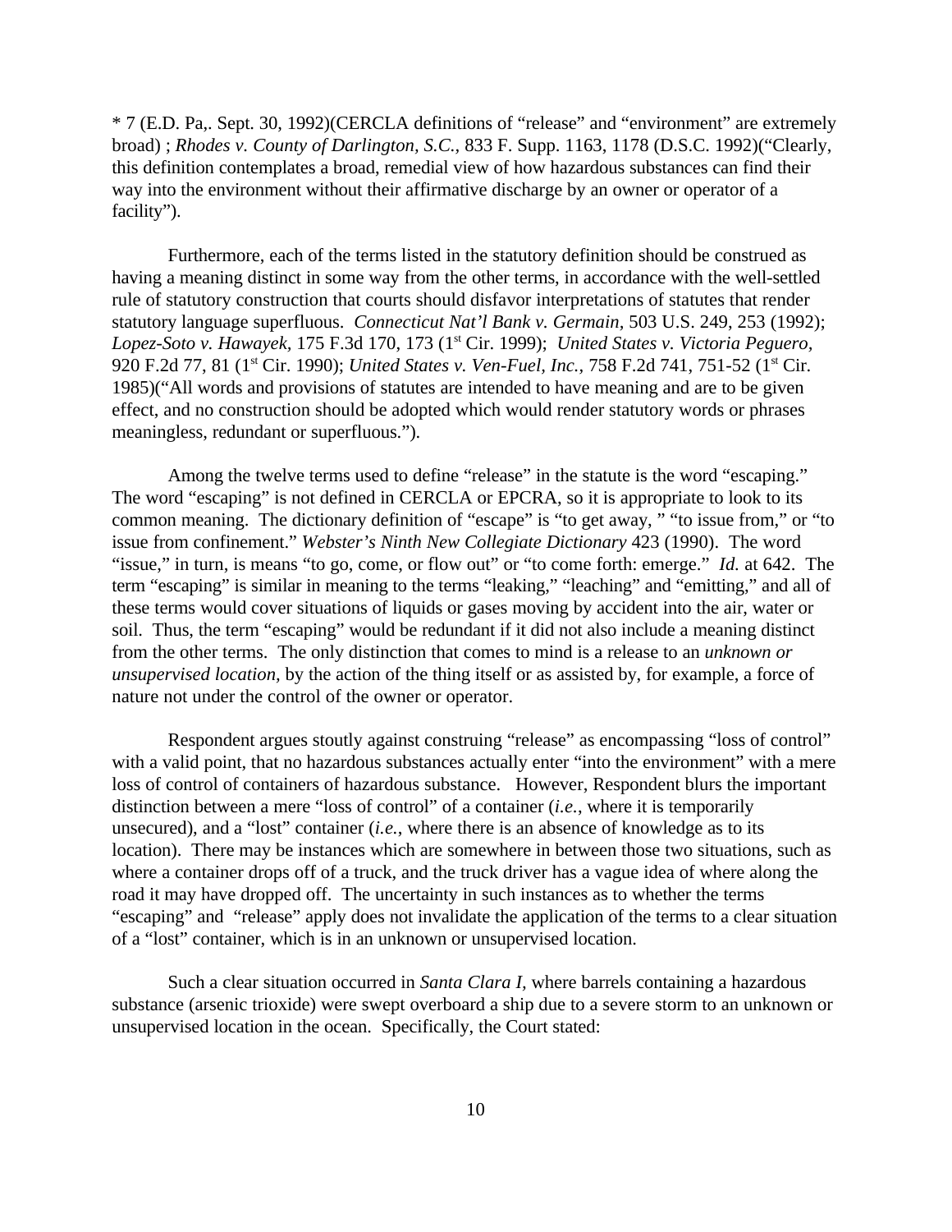* 7 (E.D. Pa,. Sept. 30, 1992)(CERCLA definitions of "release" and "environment" are extremely broad) ; *Rhodes v. County of Darlington, S.C.,* 833 F. Supp. 1163, 1178 (D.S.C. 1992)("Clearly, this definition contemplates a broad, remedial view of how hazardous substances can find their way into the environment without their affirmative discharge by an owner or operator of a facility").

Furthermore, each of the terms listed in the statutory definition should be construed as having a meaning distinct in some way from the other terms, in accordance with the well-settled rule of statutory construction that courts should disfavor interpretations of statutes that render statutory language superfluous. *Connecticut Nat'l Bank v. Germain*, 503 U.S. 249, 253 (1992); *Lopez-Soto v. Hawayek*, 175 F.3d 170, 173 (1st Cir. 1999); *United States v. Victoria Peguero,* 920 F.2d 77, 81 (1st Cir. 1990); *United States v. Ven-Fuel, Inc.,* 758 F.2d 741, 751-52 (1st Cir. 1985)("All words and provisions of statutes are intended to have meaning and are to be given effect, and no construction should be adopted which would render statutory words or phrases meaningless, redundant or superfluous.").

Among the twelve terms used to define "release" in the statute is the word "escaping." The word "escaping" is not defined in CERCLA or EPCRA, so it is appropriate to look to its common meaning. The dictionary definition of "escape" is "to get away, " "to issue from," or "to issue from confinement." *Webster's Ninth New Collegiate Dictionary* 423 (1990). The word "issue," in turn, is means "to go, come, or flow out" or "to come forth: emerge." *Id.* at 642. The term "escaping" is similar in meaning to the terms "leaking," "leaching" and "emitting," and all of these terms would cover situations of liquids or gases moving by accident into the air, water or soil. Thus, the term "escaping" would be redundant if it did not also include a meaning distinct from the other terms. The only distinction that comes to mind is a release to an *unknown or unsupervised location,* by the action of the thing itself or as assisted by, for example, a force of nature not under the control of the owner or operator.

Respondent argues stoutly against construing "release" as encompassing "loss of control" with a valid point, that no hazardous substances actually enter "into the environment" with a mere loss of control of containers of hazardous substance. However, Respondent blurs the important distinction between a mere "loss of control" of a container (*i.e.*, where it is temporarily unsecured), and a "lost" container (*i.e.*, where there is an absence of knowledge as to its location). There may be instances which are somewhere in between those two situations, such as where a container drops off of a truck, and the truck driver has a vague idea of where along the road it may have dropped off. The uncertainty in such instances as to whether the terms "escaping" and "release" apply does not invalidate the application of the terms to a clear situation of a "lost" container, which is in an unknown or unsupervised location.

Such a clear situation occurred in *Santa Clara I,* where barrels containing a hazardous substance (arsenic trioxide) were swept overboard a ship due to a severe storm to an unknown or unsupervised location in the ocean. Specifically, the Court stated: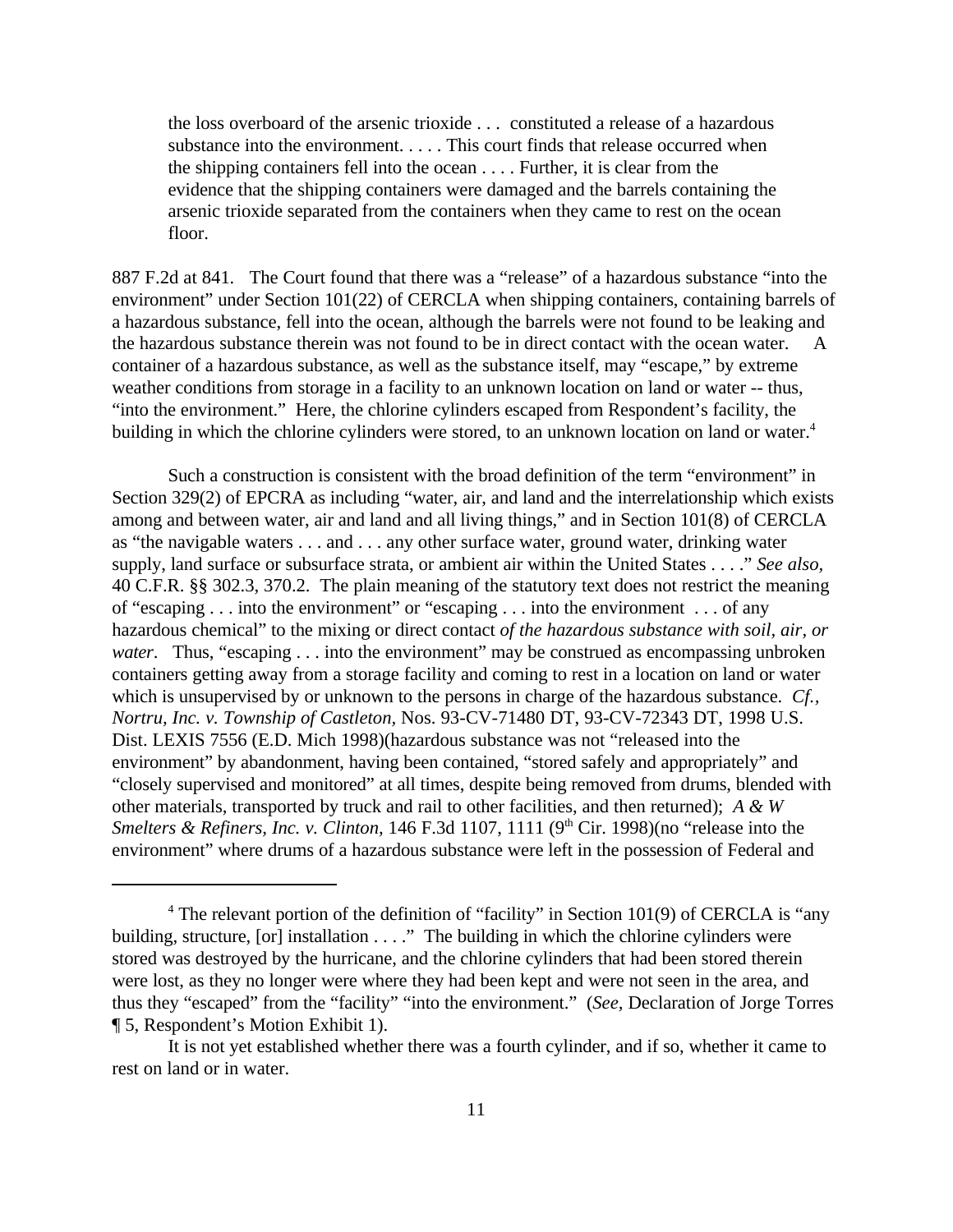> the loss overboard of the arsenic trioxide . . . constituted a release of a hazardous substance into the environment. . . . . This court finds that release occurred when the shipping containers fell into the ocean . . . . Further, it is clear from the evidence that the shipping containers were damaged and the barrels containing the arsenic trioxide separated from the containers when they came to rest on the ocean floor.

887 F.2d at 841. The Court found that there was a "release" of a hazardous substance "into the environment" under Section 101(22) of CERCLA when shipping containers, containing barrels of a hazardous substance, fell into the ocean, although the barrels were not found to be leaking and the hazardous substance therein was not found to be in direct contact with the ocean water. A container of a hazardous substance, as well as the substance itself, may "escape," by extreme weather conditions from storage in a facility to an unknown location on land or water -- thus, "into the environment." Here, the chlorine cylinders escaped from Respondent's facility, the building in which the chlorine cylinders were stored, to an unknown location on land or water.[4]

Such a construction is consistent with the broad definition of the term "environment" in Section 329(2) of EPCRA as including "water, air, and land and the interrelationship which exists among and between water, air and land and all living things," and in Section 101(8) of CERCLA as "the navigable waters . . . and . . . any other surface water, ground water, drinking water supply, land surface or subsurface strata, or ambient air within the United States . . . ." *See also,* 40 C.F.R. §§ 302.3, 370.2. The plain meaning of the statutory text does not restrict the meaning of "escaping . . . into the environment" or "escaping . . . into the environment . . . of any hazardous chemical" to the mixing or direct contact *of the hazardous substance with soil, air, or water*. Thus, "escaping . . . into the environment" may be construed as encompassing unbroken containers getting away from a storage facility and coming to rest in a location on land or water which is unsupervised by or unknown to the persons in charge of the hazardous substance. *Cf., Nortru, Inc. v. Township of Castleton*, Nos. 93-CV-71480 DT, 93-CV-72343 DT, 1998 U.S. Dist. LEXIS 7556 (E.D. Mich 1998)(hazardous substance was not "released into the environment" by abandonment, having been contained, "stored safely and appropriately" and "closely supervised and monitored" at all times, despite being removed from drums, blended with other materials, transported by truck and rail to other facilities, and then returned); *A & W Smelters & Refiners, Inc. v. Clinton*, 146 F.3d 1107, 1111 (9th Cir. 1998)(no "release into the environment" where drums of a hazardous substance were left in the possession of Federal and

---

[4] The relevant portion of the definition of "facility" in Section 101(9) of CERCLA is "any building, structure, [or] installation . . . ." The building in which the chlorine cylinders were stored was destroyed by the hurricane, and the chlorine cylinders that had been stored therein were lost, as they no longer were where they had been kept and were not seen in the area, and thus they "escaped" from the "facility" "into the environment." (*See*, Declaration of Jorge Torres ¶ 5, Respondent's Motion Exhibit 1).

It is not yet established whether there was a fourth cylinder, and if so, whether it came to rest on land or in water.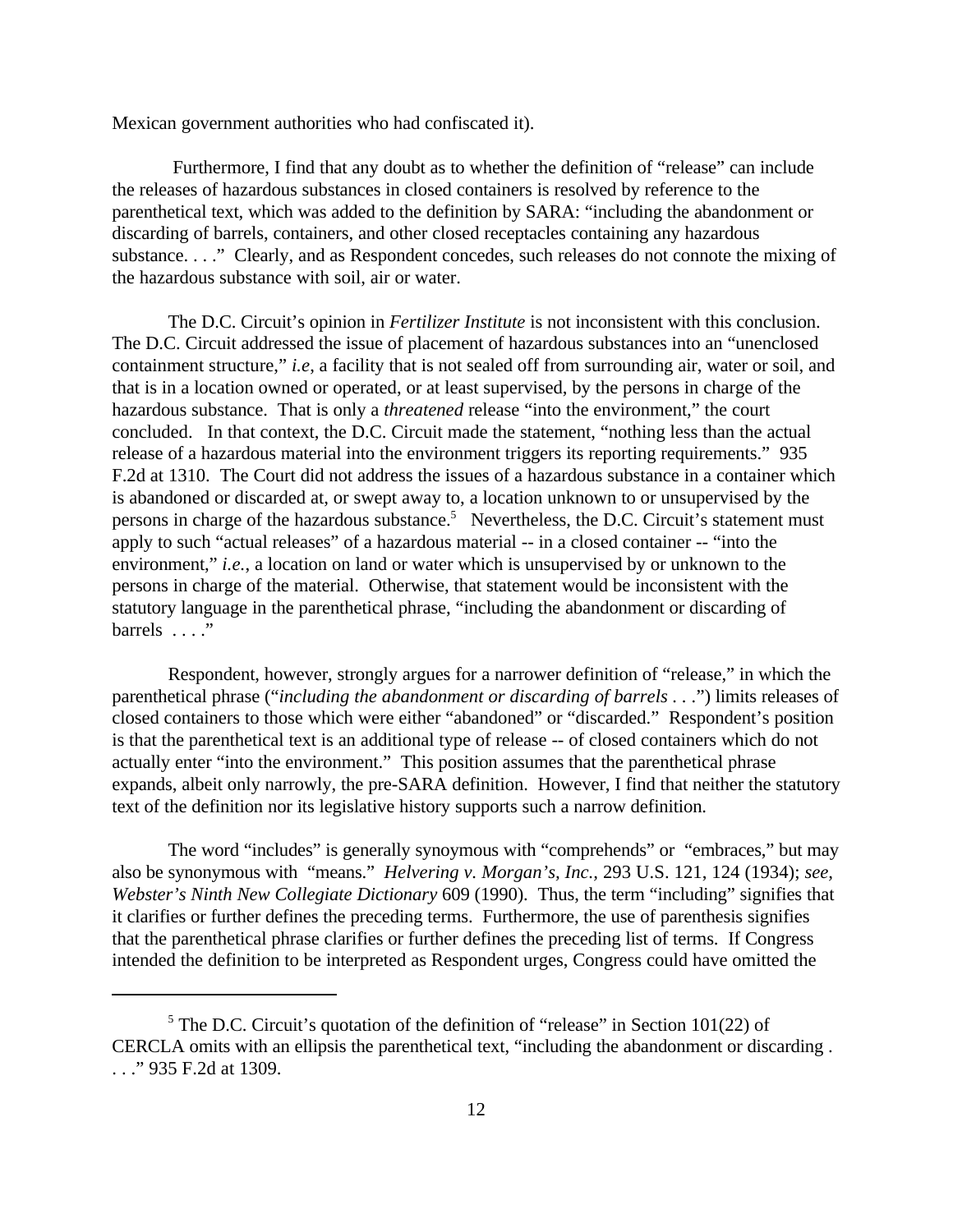Mexican government authorities who had confiscated it).

Furthermore, I find that any doubt as to whether the definition of "release" can include the releases of hazardous substances in closed containers is resolved by reference to the parenthetical text, which was added to the definition by SARA: "including the abandonment or discarding of barrels, containers, and other closed receptacles containing any hazardous substance. . . ." Clearly, and as Respondent concedes, such releases do not connote the mixing of the hazardous substance with soil, air or water.

The D.C. Circuit's opinion in *Fertilizer Institute* is not inconsistent with this conclusion. The D.C. Circuit addressed the issue of placement of hazardous substances into an "unenclosed containment structure," *i.e*, a facility that is not sealed off from surrounding air, water or soil, and that is in a location owned or operated, or at least supervised, by the persons in charge of the hazardous substance. That is only a *threatened* release "into the environment," the court concluded. In that context, the D.C. Circuit made the statement, "nothing less than the actual release of a hazardous material into the environment triggers its reporting requirements." 935 F.2d at 1310. The Court did not address the issues of a hazardous substance in a container which is abandoned or discarded at, or swept away to, a location unknown to or unsupervised by the persons in charge of the hazardous substance.[5] Nevertheless, the D.C. Circuit's statement must apply to such "actual releases" of a hazardous material -- in a closed container -- "into the environment," *i.e.*, a location on land or water which is unsupervised by or unknown to the persons in charge of the material. Otherwise, that statement would be inconsistent with the statutory language in the parenthetical phrase, "including the abandonment or discarding of barrels . . . ."

Respondent, however, strongly argues for a narrower definition of "release," in which the parenthetical phrase ("*including the abandonment or discarding of barrels* . . .") limits releases of closed containers to those which were either "abandoned" or "discarded." Respondent's position is that the parenthetical text is an additional type of release -- of closed containers which do not actually enter "into the environment." This position assumes that the parenthetical phrase expands, albeit only narrowly, the pre-SARA definition. However, I find that neither the statutory text of the definition nor its legislative history supports such a narrow definition.

The word "includes" is generally synoymous with "comprehends" or "embraces," but may also be synonymous with "means." *Helvering v. Morgan's, Inc.*, 293 U.S. 121, 124 (1934); *see, Webster's Ninth New Collegiate Dictionary* 609 (1990). Thus, the term "including" signifies that it clarifies or further defines the preceding terms. Furthermore, the use of parenthesis signifies that the parenthetical phrase clarifies or further defines the preceding list of terms. If Congress intended the definition to be interpreted as Respondent urges, Congress could have omitted the

---

[5] The D.C. Circuit's quotation of the definition of "release" in Section 101(22) of CERCLA omits with an ellipsis the parenthetical text, "including the abandonment or discarding . . . ." 935 F.2d at 1309.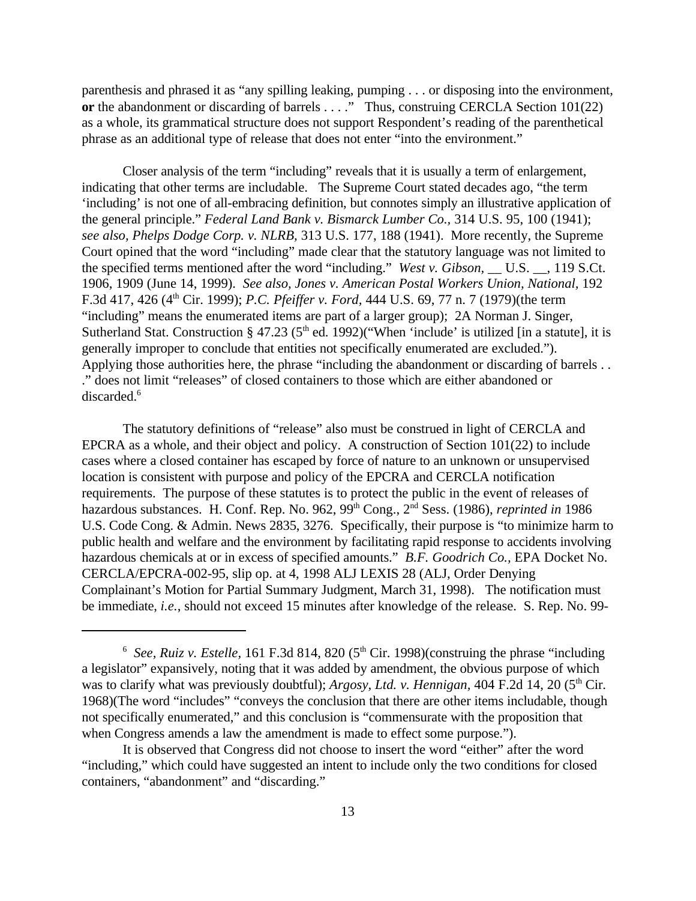parenthesis and phrased it as "any spilling leaking, pumping . . . or disposing into the environment, **or** the abandonment or discarding of barrels . . . ." Thus, construing CERCLA Section 101(22) as a whole, its grammatical structure does not support Respondent's reading of the parenthetical phrase as an additional type of release that does not enter "into the environment."

Closer analysis of the term "including" reveals that it is usually a term of enlargement, indicating that other terms are includable. The Supreme Court stated decades ago, "the term 'including' is not one of all-embracing definition, but connotes simply an illustrative application of the general principle." *Federal Land Bank v. Bismarck Lumber Co.,* 314 U.S. 95, 100 (1941); *see also, Phelps Dodge Corp. v. NLRB,* 313 U.S. 177, 188 (1941). More recently, the Supreme Court opined that the word "including" made clear that the statutory language was not limited to the specified terms mentioned after the word "including." *West v. Gibson,* __ U.S. __, 119 S.Ct. 1906, 1909 (June 14, 1999). *See also, Jones v. American Postal Workers Union, National,* 192 F.3d 417, 426 (4th Cir. 1999); *P.C. Pfeiffer v. Ford,* 444 U.S. 69, 77 n. 7 (1979)(the term "including" means the enumerated items are part of a larger group); 2A Norman J. Singer, Sutherland Stat. Construction § 47.23 (5th ed. 1992)("When 'include' is utilized [in a statute], it is generally improper to conclude that entities not specifically enumerated are excluded."). Applying those authorities here, the phrase "including the abandonment or discarding of barrels . . ." does not limit "releases" of closed containers to those which are either abandoned or discarded.[6]

The statutory definitions of "release" also must be construed in light of CERCLA and EPCRA as a whole, and their object and policy. A construction of Section 101(22) to include cases where a closed container has escaped by force of nature to an unknown or unsupervised location is consistent with purpose and policy of the EPCRA and CERCLA notification requirements. The purpose of these statutes is to protect the public in the event of releases of hazardous substances. H. Conf. Rep. No. 962, 99th Cong., 2nd Sess. (1986), *reprinted in* 1986 U.S. Code Cong. & Admin. News 2835, 3276. Specifically, their purpose is "to minimize harm to public health and welfare and the environment by facilitating rapid response to accidents involving hazardous chemicals at or in excess of specified amounts." *B.F. Goodrich Co.,* EPA Docket No. CERCLA/EPCRA-002-95, slip op. at 4, 1998 ALJ LEXIS 28 (ALJ, Order Denying Complainant's Motion for Partial Summary Judgment, March 31, 1998). The notification must be immediate, *i.e.*, should not exceed 15 minutes after knowledge of the release. S. Rep. No. 99-

---

[6] *See, Ruiz v. Estelle,* 161 F.3d 814, 820 (5th Cir. 1998)(construing the phrase "including a legislator" expansively, noting that it was added by amendment, the obvious purpose of which was to clarify what was previously doubtful); *Argosy, Ltd. v. Hennigan,* 404 F.2d 14, 20 (5th Cir. 1968)(The word "includes" "conveys the conclusion that there are other items includable, though not specifically enumerated," and this conclusion is "commensurate with the proposition that when Congress amends a law the amendment is made to effect some purpose.").

It is observed that Congress did not choose to insert the word "either" after the word "including," which could have suggested an intent to include only the two conditions for closed containers, "abandonment" and "discarding."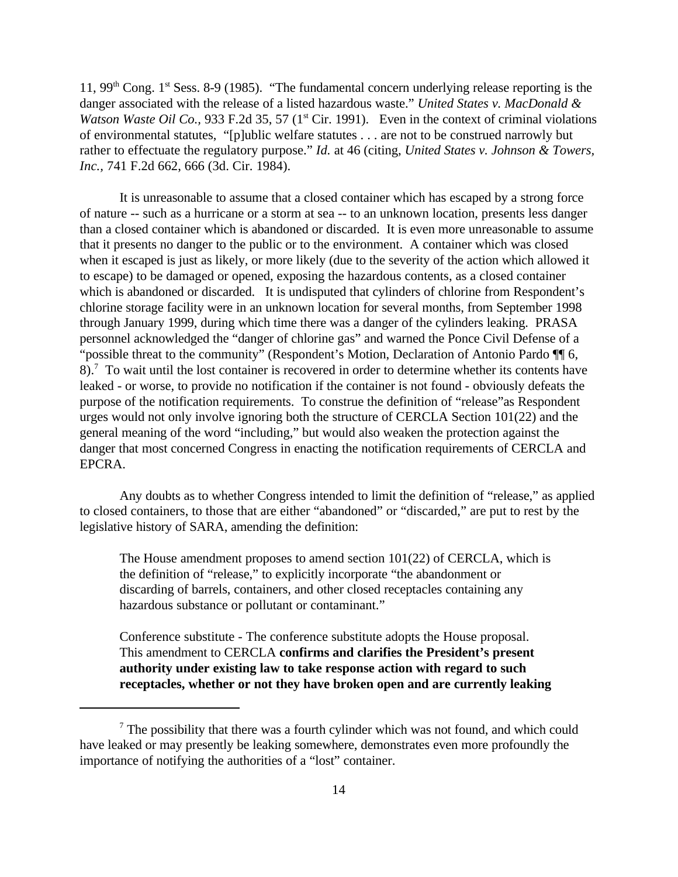11, 99th Cong. 1st Sess. 8-9 (1985). "The fundamental concern underlying release reporting is the danger associated with the release of a listed hazardous waste." *United States v. MacDonald & Watson Waste Oil Co.*, 933 F.2d 35, 57 (1st Cir. 1991). Even in the context of criminal violations of environmental statutes, "[p]ublic welfare statutes . . . are not to be construed narrowly but rather to effectuate the regulatory purpose." *Id.* at 46 (citing, *United States v. Johnson & Towers, Inc.*, 741 F.2d 662, 666 (3d. Cir. 1984).

It is unreasonable to assume that a closed container which has escaped by a strong force of nature -- such as a hurricane or a storm at sea -- to an unknown location, presents less danger than a closed container which is abandoned or discarded. It is even more unreasonable to assume that it presents no danger to the public or to the environment. A container which was closed when it escaped is just as likely, or more likely (due to the severity of the action which allowed it to escape) to be damaged or opened, exposing the hazardous contents, as a closed container which is abandoned or discarded. It is undisputed that cylinders of chlorine from Respondent's chlorine storage facility were in an unknown location for several months, from September 1998 through January 1999, during which time there was a danger of the cylinders leaking. PRASA personnel acknowledged the "danger of chlorine gas" and warned the Ponce Civil Defense of a "possible threat to the community" (Respondent's Motion, Declaration of Antonio Pardo ¶¶ 6, 8).[7] To wait until the lost container is recovered in order to determine whether its contents have leaked - or worse, to provide no notification if the container is not found - obviously defeats the purpose of the notification requirements. To construe the definition of "release"as Respondent urges would not only involve ignoring both the structure of CERCLA Section 101(22) and the general meaning of the word "including," but would also weaken the protection against the danger that most concerned Congress in enacting the notification requirements of CERCLA and EPCRA.

Any doubts as to whether Congress intended to limit the definition of "release," as applied to closed containers, to those that are either "abandoned" or "discarded," are put to rest by the legislative history of SARA, amending the definition:

> The House amendment proposes to amend section 101(22) of CERCLA, which is the definition of "release," to explicitly incorporate "the abandonment or discarding of barrels, containers, and other closed receptacles containing any hazardous substance or pollutant or contaminant."
>
> Conference substitute - The conference substitute adopts the House proposal. This amendment to CERCLA **confirms and clarifies the President's present authority under existing law to take response action with regard to such receptacles, whether or not they have broken open and are currently leaking**

---

[7] The possibility that there was a fourth cylinder which was not found, and which could have leaked or may presently be leaking somewhere, demonstrates even more profoundly the importance of notifying the authorities of a "lost" container.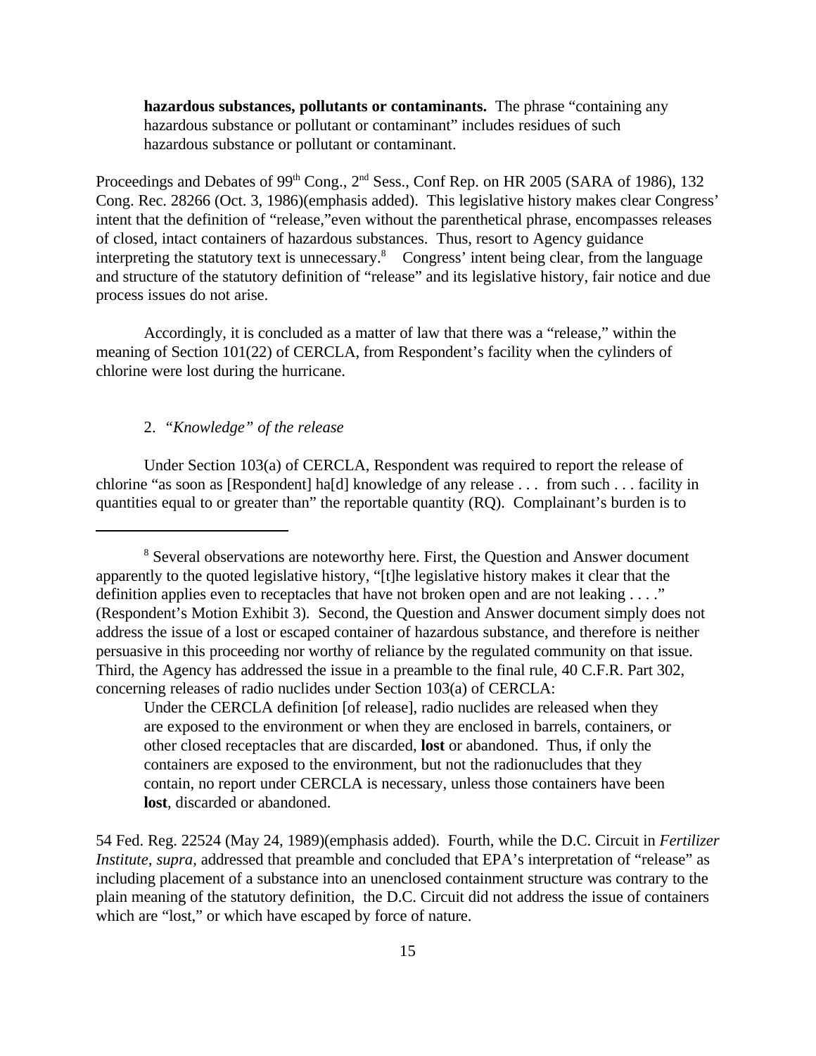**hazardous substances, pollutants or contaminants.** The phrase "containing any hazardous substance or pollutant or contaminant" includes residues of such hazardous substance or pollutant or contaminant.

Proceedings and Debates of 99th Cong., 2nd Sess., Conf Rep. on HR 2005 (SARA of 1986), 132 Cong. Rec. 28266 (Oct. 3, 1986)(emphasis added). This legislative history makes clear Congress' intent that the definition of "release,"even without the parenthetical phrase, encompasses releases of closed, intact containers of hazardous substances. Thus, resort to Agency guidance interpreting the statutory text is unnecessary.[8] Congress' intent being clear, from the language and structure of the statutory definition of "release" and its legislative history, fair notice and due process issues do not arise.

Accordingly, it is concluded as a matter of law that there was a "release," within the meaning of Section 101(22) of CERCLA, from Respondent's facility when the cylinders of chlorine were lost during the hurricane.

2. *"Knowledge" of the release*

Under Section 103(a) of CERCLA, Respondent was required to report the release of chlorine "as soon as [Respondent] ha[d] knowledge of any release . . . from such . . . facility in quantities equal to or greater than" the reportable quantity (RQ). Complainant's burden is to

---

[8] Several observations are noteworthy here. First, the Question and Answer document apparently to the quoted legislative history, "[t]he legislative history makes it clear that the definition applies even to receptacles that have not broken open and are not leaking . . . ." (Respondent's Motion Exhibit 3). Second, the Question and Answer document simply does not address the issue of a lost or escaped container of hazardous substance, and therefore is neither persuasive in this proceeding nor worthy of reliance by the regulated community on that issue. Third, the Agency has addressed the issue in a preamble to the final rule, 40 C.F.R. Part 302, concerning releases of radio nuclides under Section 103(a) of CERCLA:

> Under the CERCLA definition [of release], radio nuclides are released when they are exposed to the environment or when they are enclosed in barrels, containers, or other closed receptacles that are discarded, **lost** or abandoned. Thus, if only the containers are exposed to the environment, but not the radionucludes that they contain, no report under CERCLA is necessary, unless those containers have been **lost**, discarded or abandoned.

54 Fed. Reg. 22524 (May 24, 1989)(emphasis added). Fourth, while the D.C. Circuit in *Fertilizer Institute, supra,* addressed that preamble and concluded that EPA's interpretation of "release" as including placement of a substance into an unenclosed containment structure was contrary to the plain meaning of the statutory definition, the D.C. Circuit did not address the issue of containers which are "lost," or which have escaped by force of nature.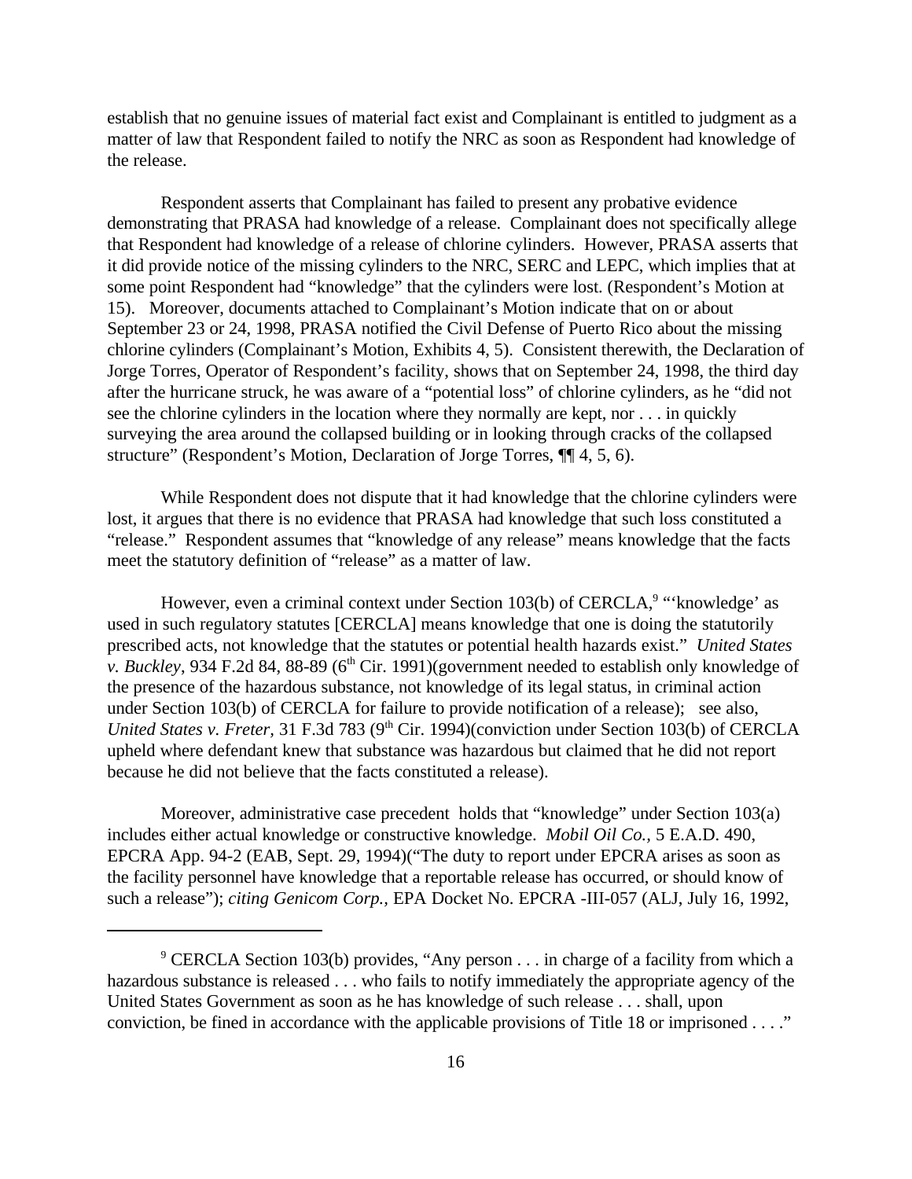establish that no genuine issues of material fact exist and Complainant is entitled to judgment as a matter of law that Respondent failed to notify the NRC as soon as Respondent had knowledge of the release.

Respondent asserts that Complainant has failed to present any probative evidence demonstrating that PRASA had knowledge of a release. Complainant does not specifically allege that Respondent had knowledge of a release of chlorine cylinders. However, PRASA asserts that it did provide notice of the missing cylinders to the NRC, SERC and LEPC, which implies that at some point Respondent had "knowledge" that the cylinders were lost. (Respondent's Motion at 15). Moreover, documents attached to Complainant's Motion indicate that on or about September 23 or 24, 1998, PRASA notified the Civil Defense of Puerto Rico about the missing chlorine cylinders (Complainant's Motion, Exhibits 4, 5). Consistent therewith, the Declaration of Jorge Torres, Operator of Respondent's facility, shows that on September 24, 1998, the third day after the hurricane struck, he was aware of a "potential loss" of chlorine cylinders, as he "did not see the chlorine cylinders in the location where they normally are kept, nor . . . in quickly surveying the area around the collapsed building or in looking through cracks of the collapsed structure" (Respondent's Motion, Declaration of Jorge Torres, ¶¶ 4, 5, 6).

While Respondent does not dispute that it had knowledge that the chlorine cylinders were lost, it argues that there is no evidence that PRASA had knowledge that such loss constituted a "release." Respondent assumes that "knowledge of any release" means knowledge that the facts meet the statutory definition of "release" as a matter of law.

However, even a criminal context under Section 103(b) of CERCLA,[9] "'knowledge' as used in such regulatory statutes [CERCLA] means knowledge that one is doing the statutorily prescribed acts, not knowledge that the statutes or potential health hazards exist." *United States v. Buckley*, 934 F.2d 84, 88-89 (6th Cir. 1991)(government needed to establish only knowledge of the presence of the hazardous substance, not knowledge of its legal status, in criminal action under Section 103(b) of CERCLA for failure to provide notification of a release); see also, *United States v. Freter*, 31 F.3d 783 (9th Cir. 1994)(conviction under Section 103(b) of CERCLA upheld where defendant knew that substance was hazardous but claimed that he did not report because he did not believe that the facts constituted a release).

Moreover, administrative case precedent holds that "knowledge" under Section 103(a) includes either actual knowledge or constructive knowledge. *Mobil Oil Co.*, 5 E.A.D. 490, EPCRA App. 94-2 (EAB, Sept. 29, 1994)("The duty to report under EPCRA arises as soon as the facility personnel have knowledge that a reportable release has occurred, or should know of such a release"); *citing Genicom Corp.*, EPA Docket No. EPCRA -III-057 (ALJ, July 16, 1992,

---

[9] CERCLA Section 103(b) provides, "Any person . . . in charge of a facility from which a hazardous substance is released . . . who fails to notify immediately the appropriate agency of the United States Government as soon as he has knowledge of such release . . . shall, upon conviction, be fined in accordance with the applicable provisions of Title 18 or imprisoned . . . ."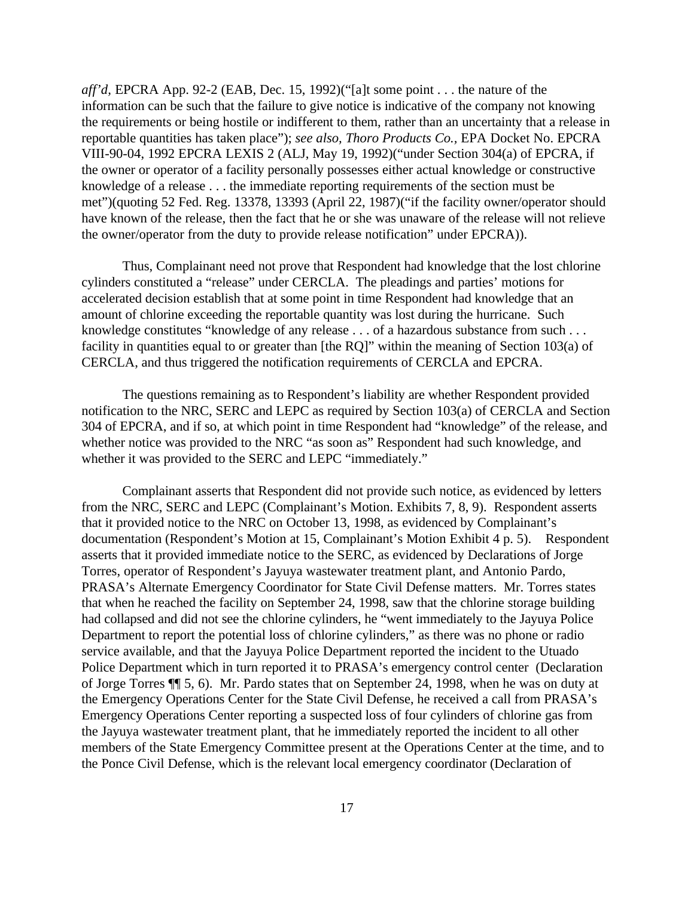*aff'd*, EPCRA App. 92-2 (EAB, Dec. 15, 1992)("[a]t some point . . . the nature of the information can be such that the failure to give notice is indicative of the company not knowing the requirements or being hostile or indifferent to them, rather than an uncertainty that a release in reportable quantities has taken place"); *see also, Thoro Products Co.*, EPA Docket No. EPCRA VIII-90-04, 1992 EPCRA LEXIS 2 (ALJ, May 19, 1992)("under Section 304(a) of EPCRA, if the owner or operator of a facility personally possesses either actual knowledge or constructive knowledge of a release . . . the immediate reporting requirements of the section must be met")(quoting 52 Fed. Reg. 13378, 13393 (April 22, 1987)("if the facility owner/operator should have known of the release, then the fact that he or she was unaware of the release will not relieve the owner/operator from the duty to provide release notification" under EPCRA)).

Thus, Complainant need not prove that Respondent had knowledge that the lost chlorine cylinders constituted a "release" under CERCLA. The pleadings and parties' motions for accelerated decision establish that at some point in time Respondent had knowledge that an amount of chlorine exceeding the reportable quantity was lost during the hurricane. Such knowledge constitutes "knowledge of any release . . . of a hazardous substance from such . . . facility in quantities equal to or greater than [the RQ]" within the meaning of Section 103(a) of CERCLA, and thus triggered the notification requirements of CERCLA and EPCRA.

The questions remaining as to Respondent's liability are whether Respondent provided notification to the NRC, SERC and LEPC as required by Section 103(a) of CERCLA and Section 304 of EPCRA, and if so, at which point in time Respondent had "knowledge" of the release, and whether notice was provided to the NRC "as soon as" Respondent had such knowledge, and whether it was provided to the SERC and LEPC "immediately."

Complainant asserts that Respondent did not provide such notice, as evidenced by letters from the NRC, SERC and LEPC (Complainant's Motion. Exhibits 7, 8, 9). Respondent asserts that it provided notice to the NRC on October 13, 1998, as evidenced by Complainant's documentation (Respondent's Motion at 15, Complainant's Motion Exhibit 4 p. 5). Respondent asserts that it provided immediate notice to the SERC, as evidenced by Declarations of Jorge Torres, operator of Respondent's Jayuya wastewater treatment plant, and Antonio Pardo, PRASA's Alternate Emergency Coordinator for State Civil Defense matters. Mr. Torres states that when he reached the facility on September 24, 1998, saw that the chlorine storage building had collapsed and did not see the chlorine cylinders, he "went immediately to the Jayuya Police Department to report the potential loss of chlorine cylinders," as there was no phone or radio service available, and that the Jayuya Police Department reported the incident to the Utuado Police Department which in turn reported it to PRASA's emergency control center (Declaration of Jorge Torres ¶¶ 5, 6). Mr. Pardo states that on September 24, 1998, when he was on duty at the Emergency Operations Center for the State Civil Defense, he received a call from PRASA's Emergency Operations Center reporting a suspected loss of four cylinders of chlorine gas from the Jayuya wastewater treatment plant, that he immediately reported the incident to all other members of the State Emergency Committee present at the Operations Center at the time, and to the Ponce Civil Defense, which is the relevant local emergency coordinator (Declaration of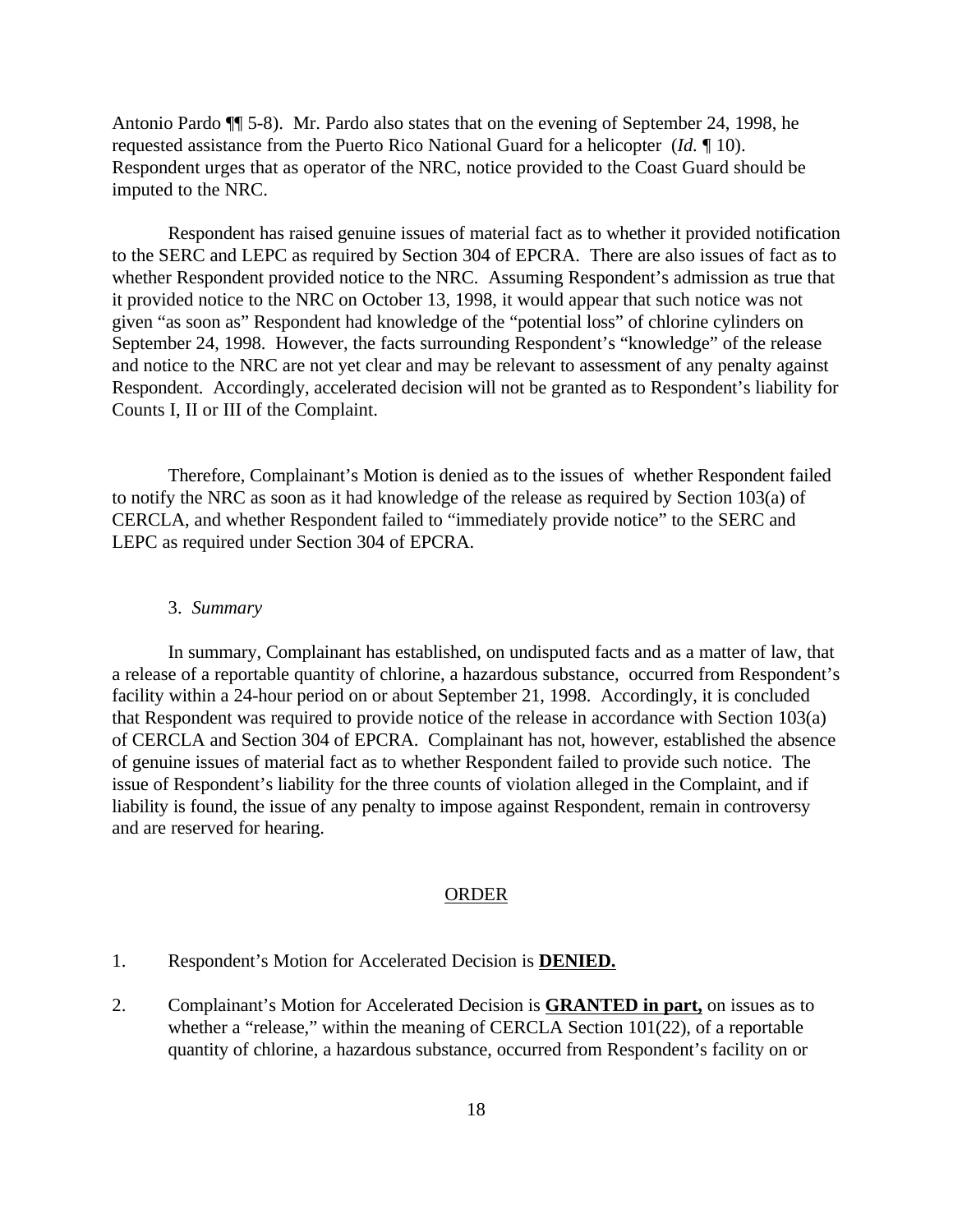Antonio Pardo ¶¶ 5-8). Mr. Pardo also states that on the evening of September 24, 1998, he requested assistance from the Puerto Rico National Guard for a helicopter (*Id.* ¶ 10). Respondent urges that as operator of the NRC, notice provided to the Coast Guard should be imputed to the NRC.

Respondent has raised genuine issues of material fact as to whether it provided notification to the SERC and LEPC as required by Section 304 of EPCRA. There are also issues of fact as to whether Respondent provided notice to the NRC. Assuming Respondent's admission as true that it provided notice to the NRC on October 13, 1998, it would appear that such notice was not given "as soon as" Respondent had knowledge of the "potential loss" of chlorine cylinders on September 24, 1998. However, the facts surrounding Respondent's "knowledge" of the release and notice to the NRC are not yet clear and may be relevant to assessment of any penalty against Respondent. Accordingly, accelerated decision will not be granted as to Respondent's liability for Counts I, II or III of the Complaint.

Therefore, Complainant's Motion is denied as to the issues of whether Respondent failed to notify the NRC as soon as it had knowledge of the release as required by Section 103(a) of CERCLA, and whether Respondent failed to "immediately provide notice" to the SERC and LEPC as required under Section 304 of EPCRA.

3. *Summary*

In summary, Complainant has established, on undisputed facts and as a matter of law, that a release of a reportable quantity of chlorine, a hazardous substance, occurred from Respondent's facility within a 24-hour period on or about September 21, 1998. Accordingly, it is concluded that Respondent was required to provide notice of the release in accordance with Section 103(a) of CERCLA and Section 304 of EPCRA. Complainant has not, however, established the absence of genuine issues of material fact as to whether Respondent failed to provide such notice. The issue of Respondent's liability for the three counts of violation alleged in the Complaint, and if liability is found, the issue of any penalty to impose against Respondent, remain in controversy and are reserved for hearing.

## ORDER

1. Respondent's Motion for Accelerated Decision is **DENIED.**

2. Complainant's Motion for Accelerated Decision is **GRANTED in part,** on issues as to whether a "release," within the meaning of CERCLA Section 101(22), of a reportable quantity of chlorine, a hazardous substance, occurred from Respondent's facility on or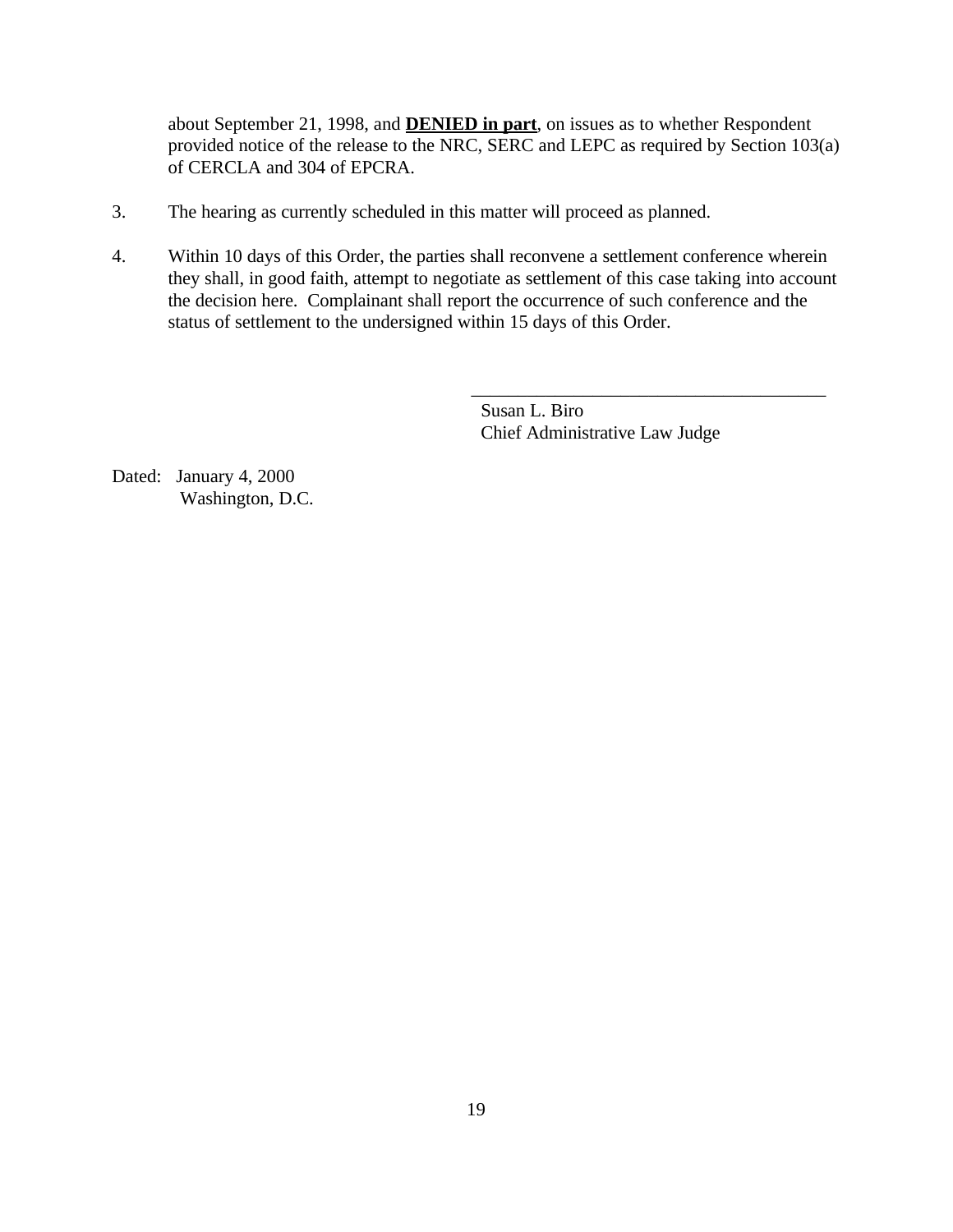about September 21, 1998, and **DENIED in part**, on issues as to whether Respondent provided notice of the release to the NRC, SERC and LEPC as required by Section 103(a) of CERCLA and 304 of EPCRA.

3. The hearing as currently scheduled in this matter will proceed as planned.

4. Within 10 days of this Order, the parties shall reconvene a settlement conference wherein they shall, in good faith, attempt to negotiate as settlement of this case taking into account the decision here. Complainant shall report the occurrence of such conference and the status of settlement to the undersigned within 15 days of this Order.

\_\_\_\_\_\_\_\_\_\_\_\_\_\_\_\_\_\_\_\_\_\_\_\_\_\_\_\_\_\_\_\_\_\_\_\_\_\_\_\_

Susan L. Biro
Chief Administrative Law Judge

Dated: January 4, 2000
Washington, D.C.